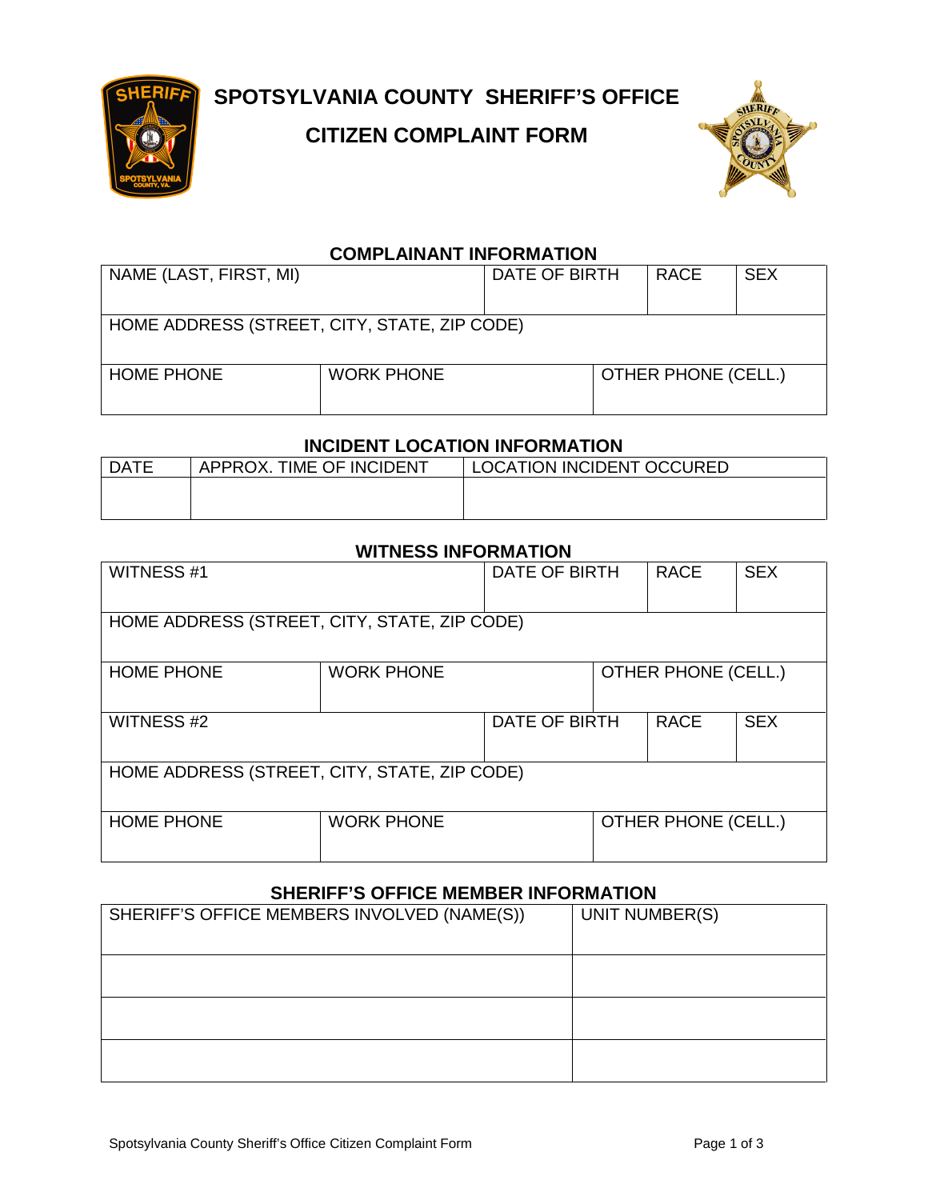# SPOTSYLVANIA COUNTY SHERIFF'S OFFICE

## CITIZEN COMPLAINT FORM

### COMPLAINANT INFORMATION

| NAME (LAST, FIRST, MI) | | DATE OF BIRTH | RACE | SEX |
|---|---|---|---|---|
| HOME ADDRESS (STREET, CITY, STATE, ZIP CODE) | | | | |
| HOME PHONE | WORK PHONE | OTHER PHONE (CELL.) | | |

### INCIDENT LOCATION INFORMATION

| DATE | APPROX. TIME OF INCIDENT | LOCATION INCIDENT OCCURED |
|---|---|---|
| | | |

### WITNESS INFORMATION

| WITNESS #1 | | DATE OF BIRTH | RACE | SEX |
|---|---|---|---|---|
| HOME ADDRESS (STREET, CITY, STATE, ZIP CODE) | | | | |
| HOME PHONE | WORK PHONE | OTHER PHONE (CELL.) | | |
| WITNESS #2 | | DATE OF BIRTH | RACE | SEX |
| HOME ADDRESS (STREET, CITY, STATE, ZIP CODE) | | | | |
| HOME PHONE | WORK PHONE | OTHER PHONE (CELL.) | | |

### SHERIFF'S OFFICE MEMBER INFORMATION

| SHERIFF'S OFFICE MEMBERS INVOLVED (NAME(S)) | UNIT NUMBER(S) |
|---|---|
| | |
| | |
| | |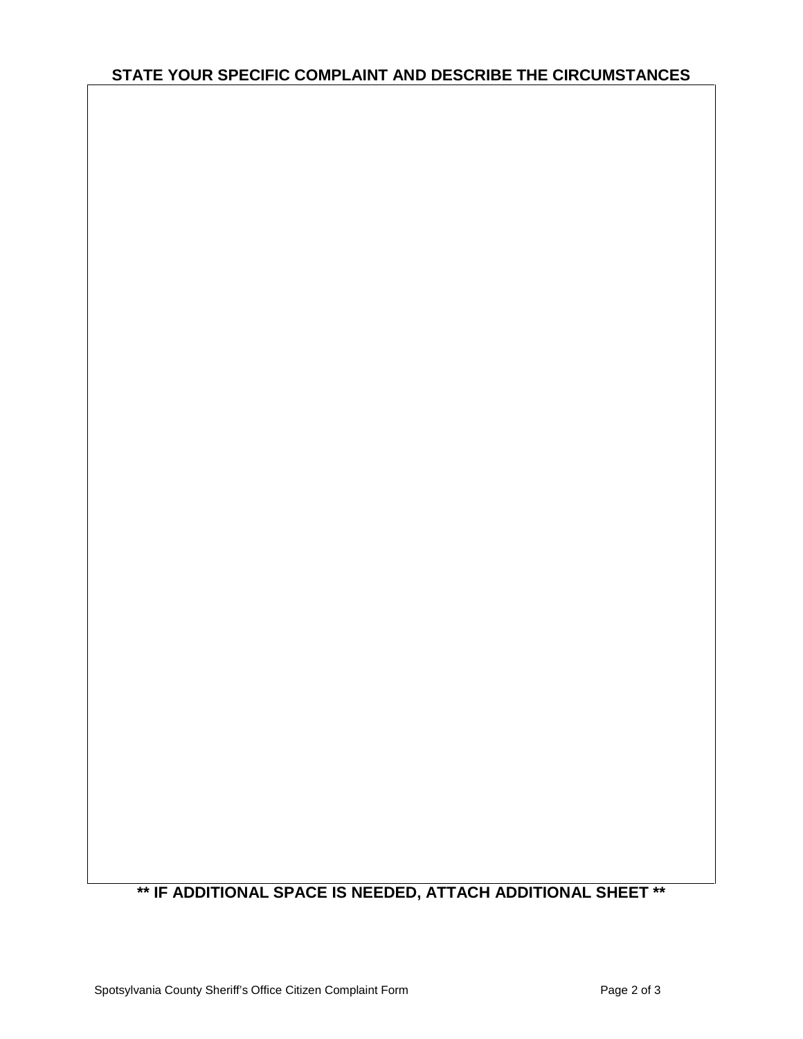**STATE YOUR SPECIFIC COMPLAINT AND DESCRIBE THE CIRCUMSTANCES**

**\*\* IF ADDITIONAL SPACE IS NEEDED, ATTACH ADDITIONAL SHEET \*\***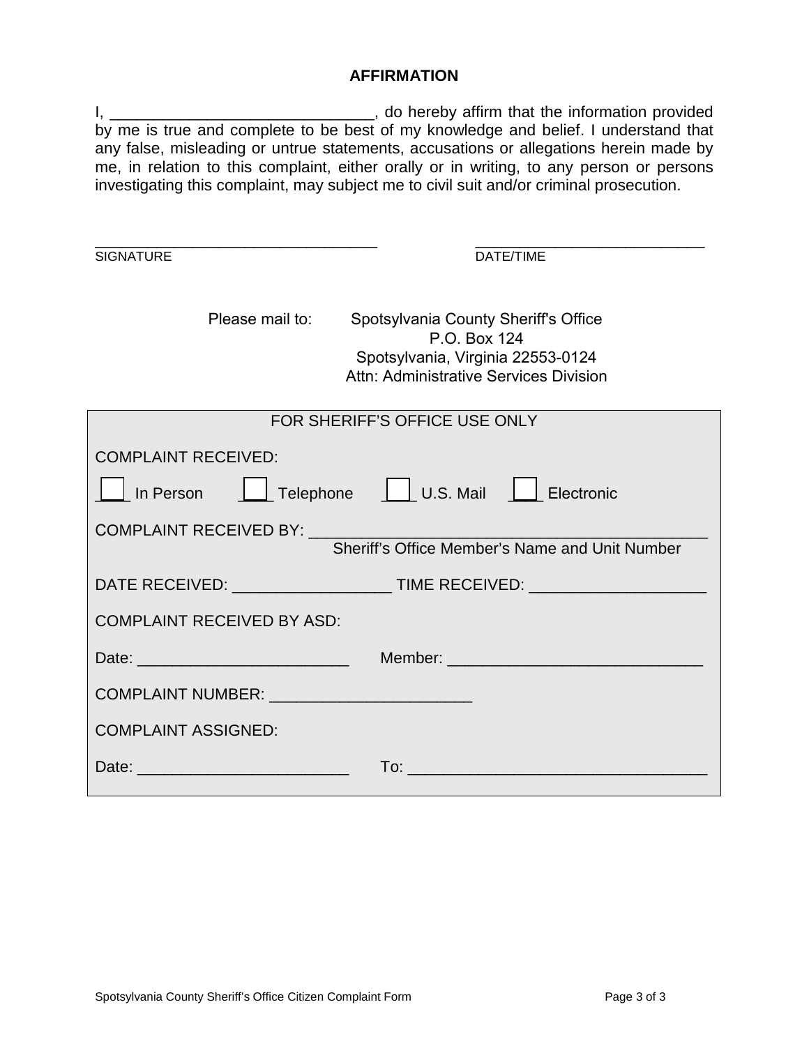## AFFIRMATION

I, ______________________________, do hereby affirm that the information provided by me is true and complete to be best of my knowledge and belief. I understand that any false, misleading or untrue statements, accusations or allegations herein made by me, in relation to this complaint, either orally or in writing, to any person or persons investigating this complaint, may subject me to civil suit and/or criminal prosecution.

_________________________________ SIGNATURE

___________________________ DATE/TIME

Please mail to: Spotsylvania County Sheriff's Office
P.O. Box 124
Spotsylvania, Virginia 22553-0124
Attn: Administrative Services Division

FOR SHERIFF'S OFFICE USE ONLY

COMPLAINT RECEIVED:

☐ In Person ☐ Telephone ☐ U.S. Mail ☐ Electronic

COMPLAINT RECEIVED BY: _____________________________________________
Sheriff's Office Member's Name and Unit Number

DATE RECEIVED: __________________ TIME RECEIVED: ____________________

COMPLAINT RECEIVED BY ASD:

Date: ________________________ Member: _____________________________

COMPLAINT NUMBER: ______________________

COMPLAINT ASSIGNED:

Date: ________________________ To: __________________________________